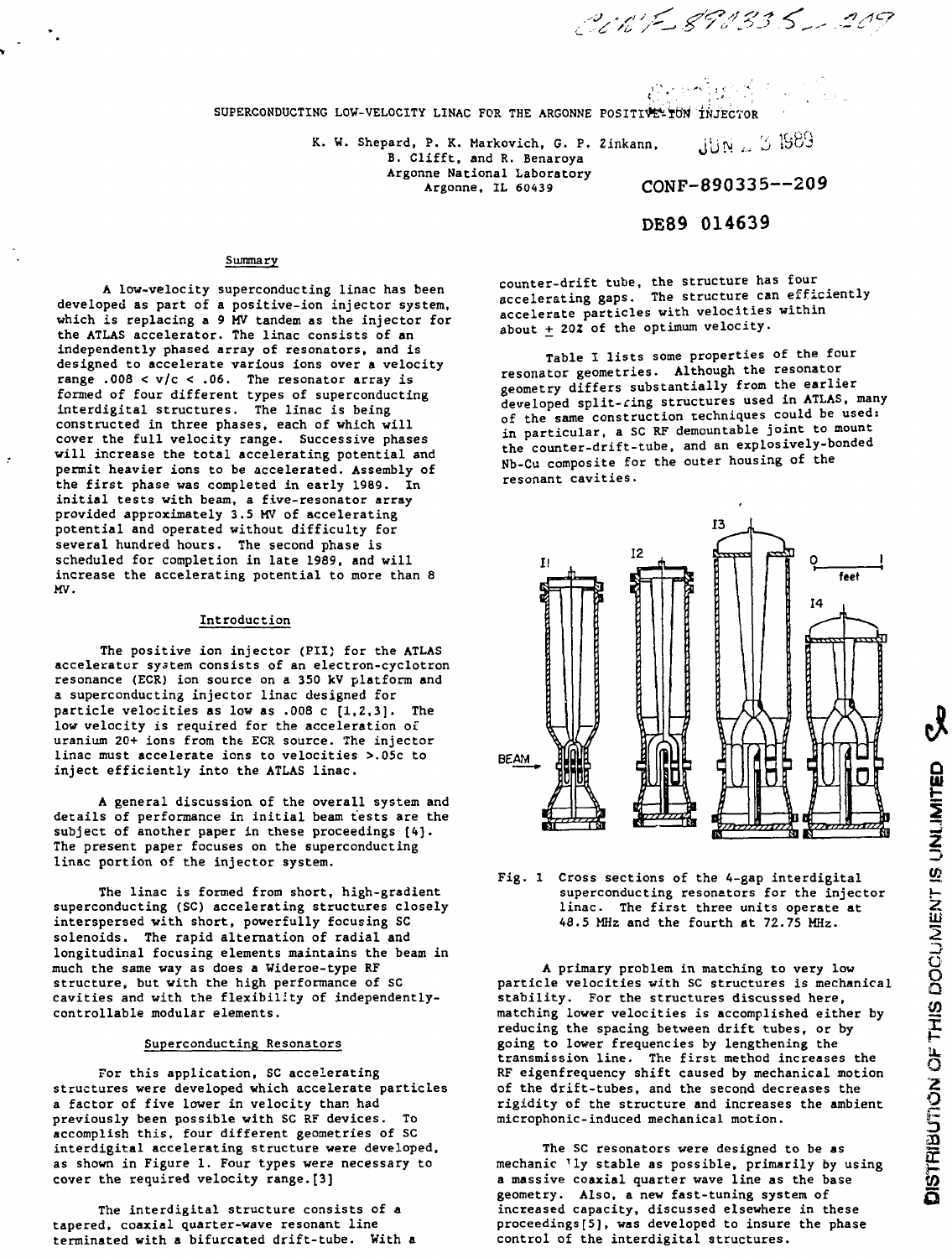CONF-890335--209

# SUPERCONDUCTING LOW-VELOCITY LINAC FOR THE ARGONNE POSITIVE-ION INJECTOR

K. W. Shepard, P. K. Markovich, G. P. Zinkann, B. Clifft, and R. Benaroya
Argonne National Laboratory
Argonne, IL 60439

JUN 3 1989

CONF-890335--209

DE89 014639

## Summary

A low-velocity superconducting linac has been developed as part of a positive-ion injector system, which is replacing a 9 MV tandem as the injector for the ATLAS accelerator. The linac consists of an independently phased array of resonators, and is designed to accelerate various ions over a velocity range $.008 < v/c < .06$. The resonator array is formed of four different types of superconducting interdigital structures. The linac is being constructed in three phases, each of which will cover the full velocity range. Successive phases will increase the total accelerating potential and permit heavier ions to be accelerated. Assembly of the first phase was completed in early 1989. In initial tests with beam, a five-resonator array provided approximately 3.5 MV of accelerating potential and operated without difficulty for several hundred hours. The second phase is scheduled for completion in late 1989, and will increase the accelerating potential to more than 8 MV.

## Introduction

The positive ion injector (PII) for the ATLAS accelerator system consists of an electron-cyclotron resonance (ECR) ion source on a 350 kV platform and a superconducting injector linac designed for particle velocities as low as .008 c [1,2,3]. The low velocity is required for the acceleration of uranium 20+ ions from the ECR source. The injector linac must accelerate ions to velocities >.05c to inject efficiently into the ATLAS linac.

A general discussion of the overall system and details of performance in initial beam tests are the subject of another paper in these proceedings [4]. The present paper focuses on the superconducting linac portion of the injector system.

The linac is formed from short, high-gradient superconducting (SC) accelerating structures closely interspersed with short, powerfully focusing SC solenoids. The rapid alternation of radial and longitudinal focusing elements maintains the beam in much the same way as does a Wideroe-type RF structure, but with the high performance of SC cavities and with the flexibility of independently-controllable modular elements.

## Superconducting Resonators

For this application, SC accelerating structures were developed which accelerate particles a factor of five lower in velocity than had previously been possible with SC RF devices. To accomplish this, four different geometries of SC interdigital accelerating structure were developed, as shown in Figure 1. Four types were necessary to cover the required velocity range.[3]

The interdigital structure consists of a tapered, coaxial quarter-wave resonant line terminated with a bifurcated drift-tube. With a counter-drift tube, the structure has four accelerating gaps. The structure can efficiently accelerate particles with velocities within about ± 20% of the optimum velocity.

Table I lists some properties of the four resonator geometries. Although the resonator geometry differs substantially from the earlier developed split-ring structures used in ATLAS, many of the same construction techniques could be used: in particular, a SC RF demountable joint to mount the counter-drift-tube, and an explosively-bonded Nb-Cu composite for the outer housing of the resonant cavities.

Fig. 1 Cross sections of the 4-gap interdigital superconducting resonators for the injector linac. The first three units operate at 48.5 MHz and the fourth at 72.75 MHz.

A primary problem in matching to very low particle velocities with SC structures is mechanical stability. For the structures discussed here, matching lower velocities is accomplished either by reducing the spacing between drift tubes, or by going to lower frequencies by lengthening the transmission line. The first method increases the RF eigenfrequency shift caused by mechanical motion of the drift-tubes, and the second decreases the rigidity of the structure and increases the ambient microphonic-induced mechanical motion.

The SC resonators were designed to be as mechanically stable as possible, primarily by using a massive coaxial quarter wave line as the base geometry. Also, a new fast-tuning system of increased capacity, discussed elsewhere in these proceedings[5], was developed to insure the phase control of the interdigital structures.

DISTRIBUTION OF THIS DOCUMENT IS UNLIMITED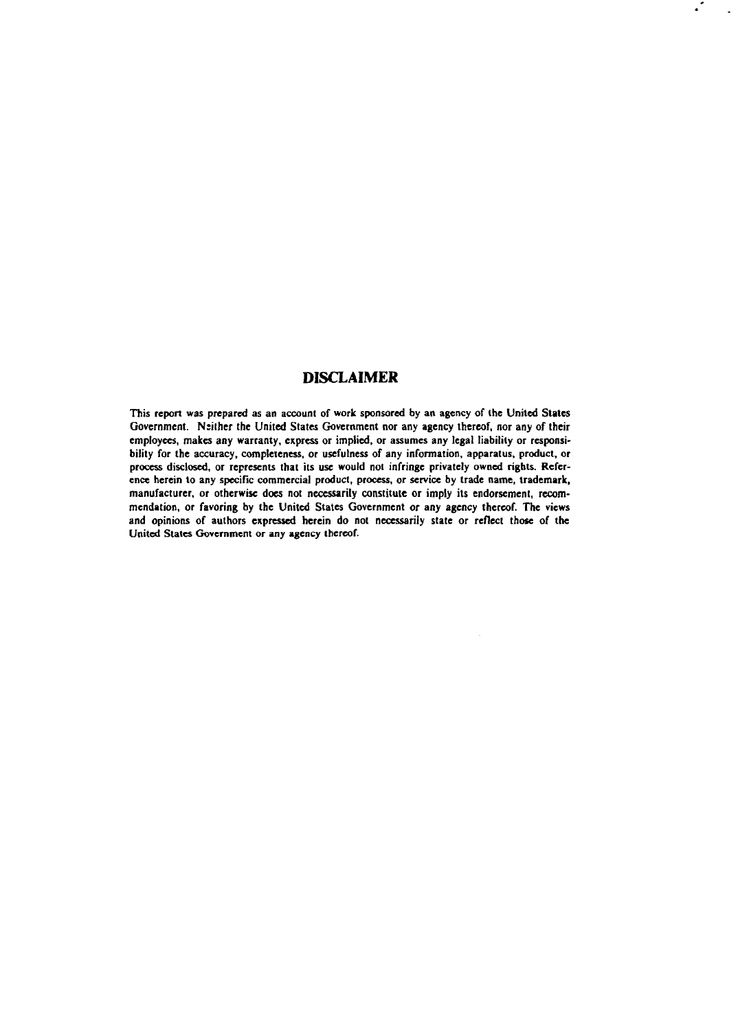## DISCLAIMER

This report was prepared as an account of work sponsored by an agency of the United States Government. Neither the United States Government nor any agency thereof, nor any of their employees, makes any warranty, express or implied, or assumes any legal liability or responsibility for the accuracy, completeness, or usefulness of any information, apparatus, product, or process disclosed, or represents that its use would not infringe privately owned rights. Reference herein to any specific commercial product, process, or service by trade name, trademark, manufacturer, or otherwise does not necessarily constitute or imply its endorsement, recommendation, or favoring by the United States Government or any agency thereof. The views and opinions of authors expressed herein do not necessarily state or reflect those of the United States Government or any agency thereof.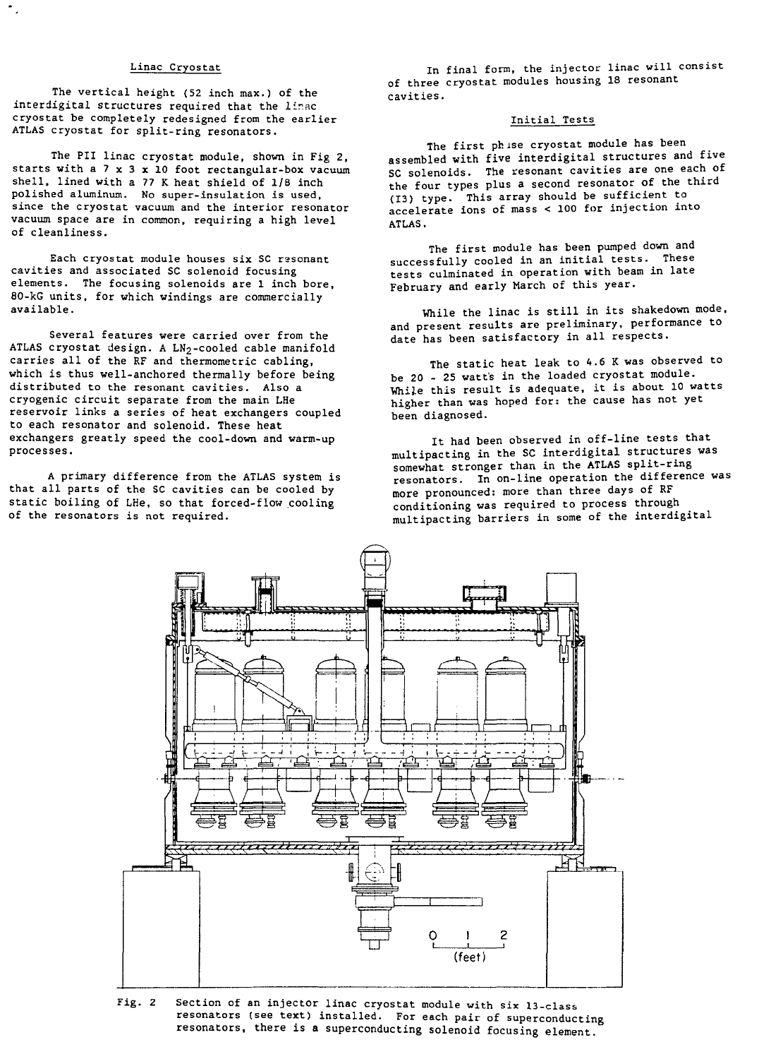## Linac Cryostat

The vertical height (52 inch max.) of the interdigital structures required that the linac cryostat be completely redesigned from the earlier ATLAS cryostat for split-ring resonators.

The PII linac cryostat module, shown in Fig 2, starts with a 7 x 3 x 10 foot rectangular-box vacuum shell, lined with a 77 K heat shield of 1/8 inch polished aluminum. No super-insulation is used, since the cryostat vacuum and the interior resonator vacuum space are in common, requiring a high level of cleanliness.

Each cryostat module houses six SC resonant cavities and associated SC solenoid focusing elements. The focusing solenoids are 1 inch bore, 80-kG units, for which windings are commercially available.

Several features were carried over from the ATLAS cryostat design. A $LN_2$-cooled cable manifold carries all of the RF and thermometric cabling, which is thus well-anchored thermally before being distributed to the resonant cavities. Also a cryogenic circuit separate from the main LHe reservoir links a series of heat exchangers coupled to each resonator and solenoid. These heat exchangers greatly speed the cool-down and warm-up processes.

A primary difference from the ATLAS system is that all parts of the SC cavities can be cooled by static boiling of LHe, so that forced-flow cooling of the resonators is not required.

In final form, the injector linac will consist of three cryostat modules housing 18 resonant cavities.

## Initial Tests

The first phase cryostat module has been assembled with five interdigital structures and five SC solenoids. The resonant cavities are one each of the four types plus a second resonator of the third (I3) type. This array should be sufficient to accelerate ions of mass < 100 for injection into ATLAS.

The first module has been pumped down and successfully cooled in an initial tests. These tests culminated in operation with beam in late February and early March of this year.

While the linac is still in its shakedown mode, and present results are preliminary, performance to date has been satisfactory in all respects.

The static heat leak to 4.6 K was observed to be 20 - 25 watts in the loaded cryostat module. While this result is adequate, it is about 10 watts higher than was hoped for: the cause has not yet been diagnosed.

It had been observed in off-line tests that multipacting in the SC interdigital structures was somewhat stronger than in the ATLAS split-ring resonators. In on-line operation the difference was more pronounced: more than three days of RF conditioning was required to process through multipacting barriers in some of the interdigital

Fig. 2 Section of an injector linac cryostat module with six I3-class resonators (see text) installed. For each pair of superconducting resonators, there is a superconducting solenoid focusing element.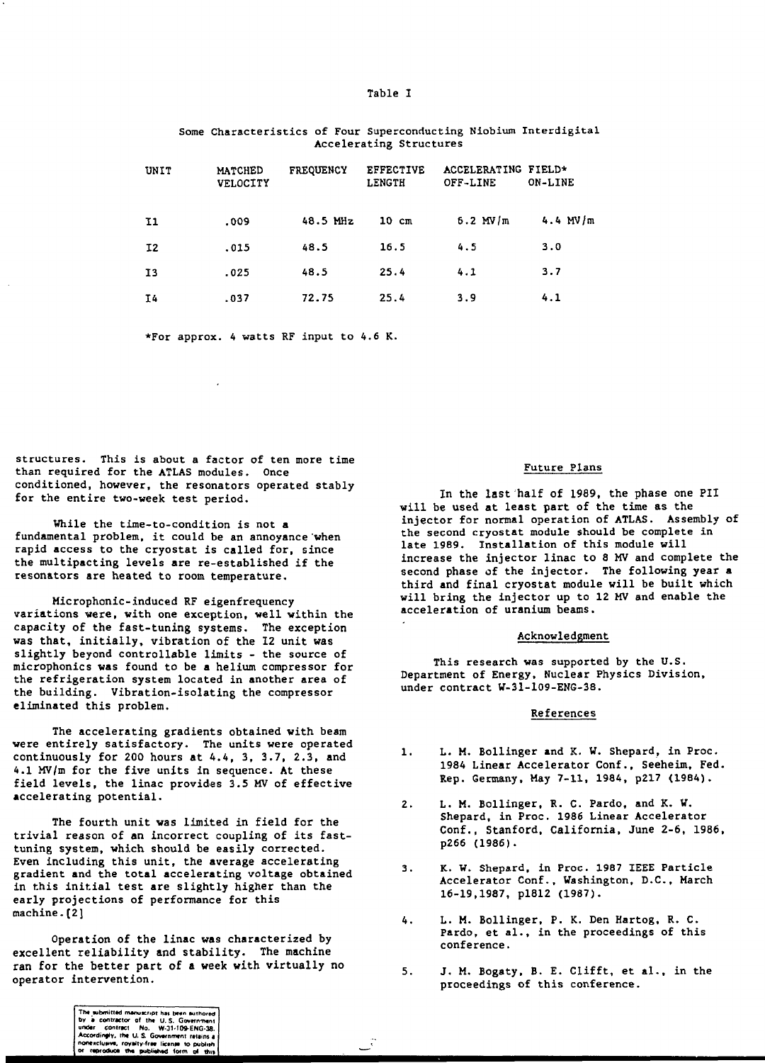Table I

Some Characteristics of Four Superconducting Niobium Interdigital Accelerating Structures

| UNIT | MATCHED VELOCITY | FREQUENCY | EFFECTIVE LENGTH | ACCELERATING FIELD* OFF-LINE | ON-LINE |
|---|---|---|---|---|---|
| I1 | .009 | 48.5 MHz | 10 cm | 6.2 MV/m | 4.4 MV/m |
| I2 | .015 | 48.5 | 16.5 | 4.5 | 3.0 |
| I3 | .025 | 48.5 | 25.4 | 4.1 | 3.7 |
| I4 | .037 | 72.75 | 25.4 | 3.9 | 4.1 |

*For approx. 4 watts RF input to 4.6 K.

structures. This is about a factor of ten more time than required for the ATLAS modules. Once conditioned, however, the resonators operated stably for the entire two-week test period.

While the time-to-condition is not a fundamental problem, it could be an annoyance when rapid access to the cryostat is called for, since the multipacting levels are re-established if the resonators are heated to room temperature.

Microphonic-induced RF eigenfrequency variations were, with one exception, well within the capacity of the fast-tuning systems. The exception was that, initially, vibration of the I2 unit was slightly beyond controllable limits - the source of microphonics was found to be a helium compressor for the refrigeration system located in another area of the building. Vibration-isolating the compressor eliminated this problem.

The accelerating gradients obtained with beam were entirely satisfactory. The units were operated continuously for 200 hours at 4.4, 3, 3.7, 2.3, and 4.1 MV/m for the five units in sequence. At these field levels, the linac provides 3.5 MV of effective accelerating potential.

The fourth unit was limited in field for the trivial reason of an incorrect coupling of its fast-tuning system, which should be easily corrected. Even including this unit, the average accelerating gradient and the total accelerating voltage obtained in this initial test are slightly higher than the early projections of performance for this machine.[2]

Operation of the linac was characterized by excellent reliability and stability. The machine ran for the better part of a week with virtually no operator intervention.

## Future Plans

In the last half of 1989, the phase one PII will be used at least part of the time as the injector for normal operation of ATLAS. Assembly of the second cryostat module should be complete in late 1989. Installation of this module will increase the injector linac to 8 MV and complete the second phase of the injector. The following year a third and final cryostat module will be built which will bring the injector up to 12 MV and enable the acceleration of uranium beams.

## Acknowledgment

This research was supported by the U.S. Department of Energy, Nuclear Physics Division, under contract W-31-109-ENG-38.

## References

1. L. M. Bollinger and K. W. Shepard, in Proc. 1984 Linear Accelerator Conf., Seeheim, Fed. Rep. Germany, May 7-11, 1984, p217 (1984).
2. L. M. Bollinger, R. C. Pardo, and K. W. Shepard, in Proc. 1986 Linear Accelerator Conf., Stanford, California, June 2-6, 1986, p266 (1986).
3. K. W. Shepard, in Proc. 1987 IEEE Particle Accelerator Conf., Washington, D.C., March 16-19, 1987, p1812 (1987).
4. L. M. Bollinger, P. K. Den Hartog, R. C. Pardo, et al., in the proceedings of this conference.
5. J. M. Bogaty, B. E. Clifft, et al., in the proceedings of this conference.

The submitted manuscript has been authored by a contractor of the U. S. Government under contract No. W-31-109-ENG-38. Accordingly, the U. S. Government retains a nonexclusive, royalty-free license to publish or reproduce the published form of this